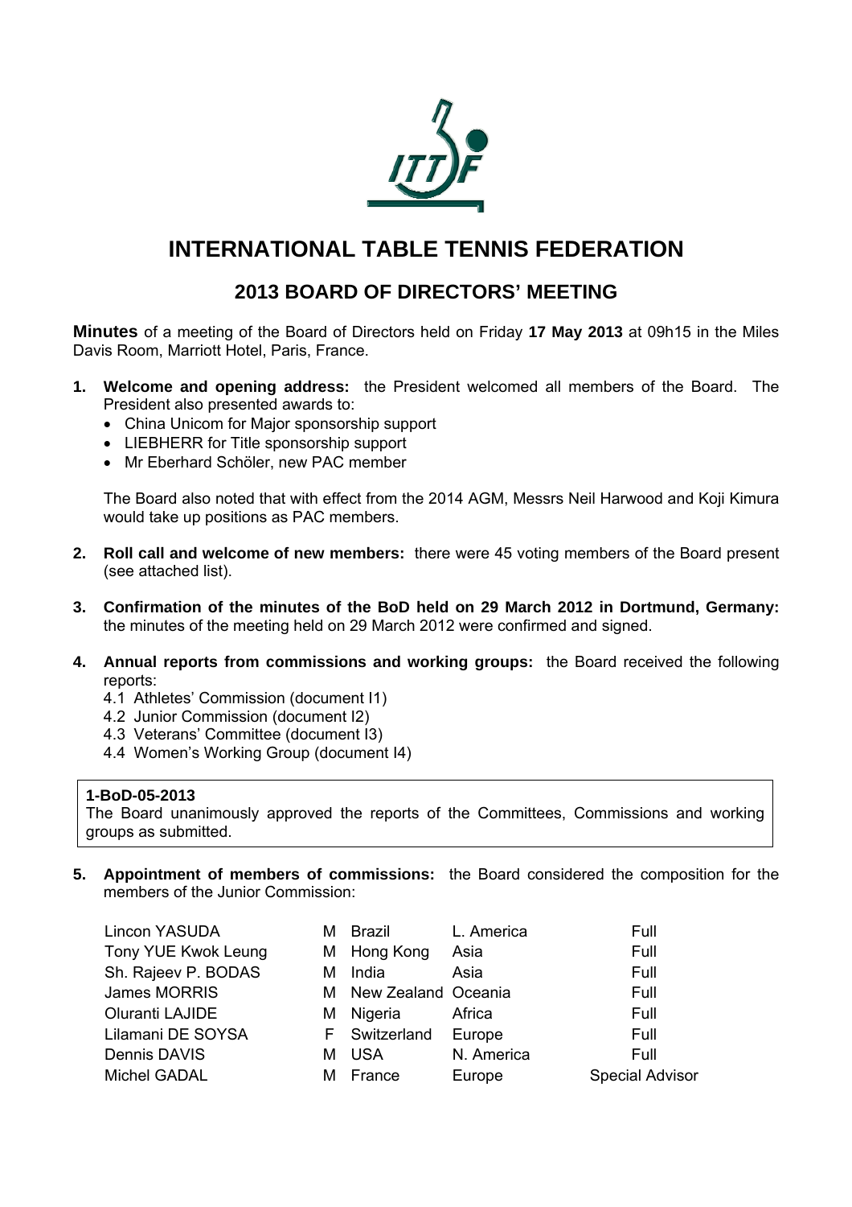# INTERNATIONAL TABLE TENNIS FEDERATION

## 2013 BOARD OF DIRECTORS' MEETING

**Minutes** of a meeting of the Board of Directors held on Friday **17 May 2013** at 09h15 in the Miles Davis Room, Marriott Hotel, Paris, France.

1. **Welcome and opening address:** the President welcomed all members of the Board. The President also presented awards to:
   - China Unicom for Major sponsorship support
   - LIEBHERR for Title sponsorship support
   - Mr Eberhard Schöler, new PAC member

   The Board also noted that with effect from the 2014 AGM, Messrs Neil Harwood and Koji Kimura would take up positions as PAC members.

2. **Roll call and welcome of new members:** there were 45 voting members of the Board present (see attached list).

3. **Confirmation of the minutes of the BoD held on 29 March 2012 in Dortmund, Germany:** the minutes of the meeting held on 29 March 2012 were confirmed and signed.

4. **Annual reports from commissions and working groups:** the Board received the following reports:
   - 4.1 Athletes' Commission (document I1)
   - 4.2 Junior Commission (document I2)
   - 4.3 Veterans' Committee (document I3)
   - 4.4 Women's Working Group (document I4)

**1-BoD-05-2013**
The Board unanimously approved the reports of the Committees, Commissions and working groups as submitted.

5. **Appointment of members of commissions:** the Board considered the composition for the members of the Junior Commission:

| Name | | Country | Continent | Status |
|---|---|---|---|---|
| Lincon YASUDA | M | Brazil | L. America | Full |
| Tony YUE Kwok Leung | M | Hong Kong | Asia | Full |
| Sh. Rajeev P. BODAS | M | India | Asia | Full |
| James MORRIS | M | New Zealand | Oceania | Full |
| Oluranti LAJIDE | M | Nigeria | Africa | Full |
| Lilamani DE SOYSA | F | Switzerland | Europe | Full |
| Dennis DAVIS | M | USA | N. America | Full |
| Michel GADAL | M | France | Europe | Special Advisor |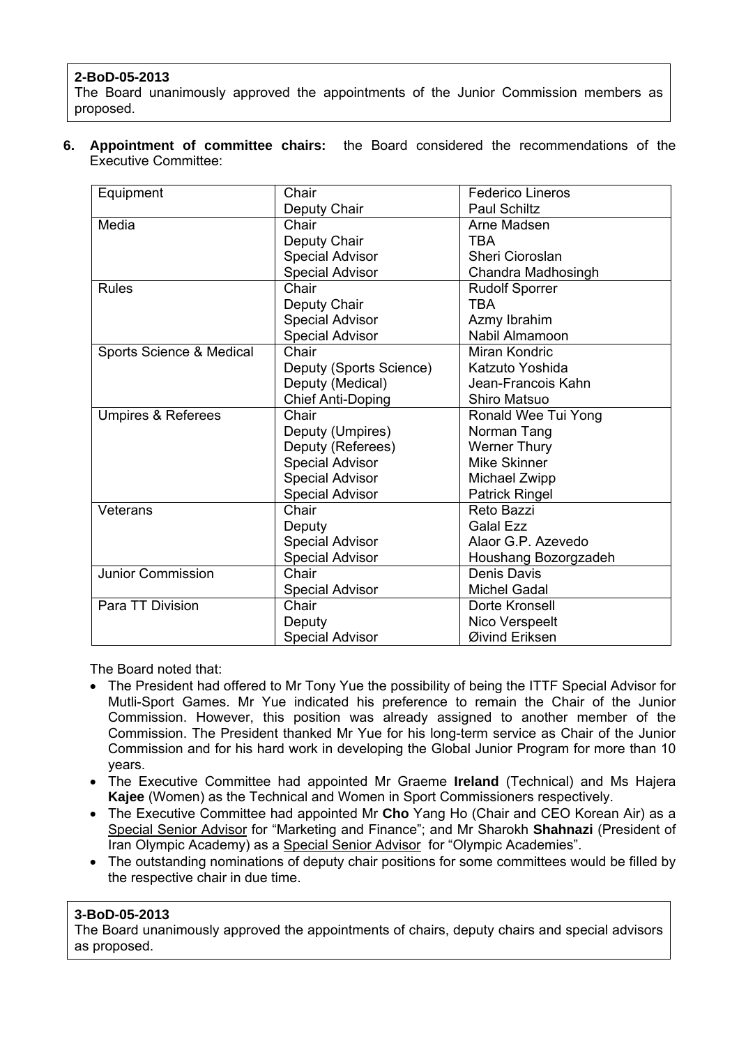**2-BoD-05-2013**
The Board unanimously approved the appointments of the Junior Commission members as proposed.

6. **Appointment of committee chairs:** the Board considered the recommendations of the Executive Committee:

| | | |
|---|---|---|
| Equipment | Chair<br>Deputy Chair | Federico Lineros<br>Paul Schiltz |
| Media | Chair<br>Deputy Chair<br>Special Advisor<br>Special Advisor | Arne Madsen<br>TBA<br>Sheri Cioroslan<br>Chandra Madhosingh |
| Rules | Chair<br>Deputy Chair<br>Special Advisor<br>Special Advisor | Rudolf Sporrer<br>TBA<br>Azmy Ibrahim<br>Nabil Almamoon |
| Sports Science & Medical | Chair<br>Deputy (Sports Science)<br>Deputy (Medical)<br>Chief Anti-Doping | Miran Kondric<br>Katzuto Yoshida<br>Jean-Francois Kahn<br>Shiro Matsuo |
| Umpires & Referees | Chair<br>Deputy (Umpires)<br>Deputy (Referees)<br>Special Advisor<br>Special Advisor<br>Special Advisor | Ronald Wee Tui Yong<br>Norman Tang<br>Werner Thury<br>Mike Skinner<br>Michael Zwipp<br>Patrick Ringel |
| Veterans | Chair<br>Deputy<br>Special Advisor<br>Special Advisor | Reto Bazzi<br>Galal Ezz<br>Alaor G.P. Azevedo<br>Houshang Bozorgzadeh |
| Junior Commission | Chair<br>Special Advisor | Denis Davis<br>Michel Gadal |
| Para TT Division | Chair<br>Deputy<br>Special Advisor | Dorte Kronsell<br>Nico Verspeelt<br>Øivind Eriksen |

The Board noted that:

- The President had offered to Mr Tony Yue the possibility of being the ITTF Special Advisor for Mutli-Sport Games. Mr Yue indicated his preference to remain the Chair of the Junior Commission. However, this position was already assigned to another member of the Commission. The President thanked Mr Yue for his long-term service as Chair of the Junior Commission and for his hard work in developing the Global Junior Program for more than 10 years.
- The Executive Committee had appointed Mr Graeme **Ireland** (Technical) and Ms Hajera **Kajee** (Women) as the Technical and Women in Sport Commissioners respectively.
- The Executive Committee had appointed Mr **Cho** Yang Ho (Chair and CEO Korean Air) as a Special Senior Advisor for "Marketing and Finance"; and Mr Sharokh **Shahnazi** (President of Iran Olympic Academy) as a Special Senior Advisor for "Olympic Academies".
- The outstanding nominations of deputy chair positions for some committees would be filled by the respective chair in due time.

**3-BoD-05-2013**
The Board unanimously approved the appointments of chairs, deputy chairs and special advisors as proposed.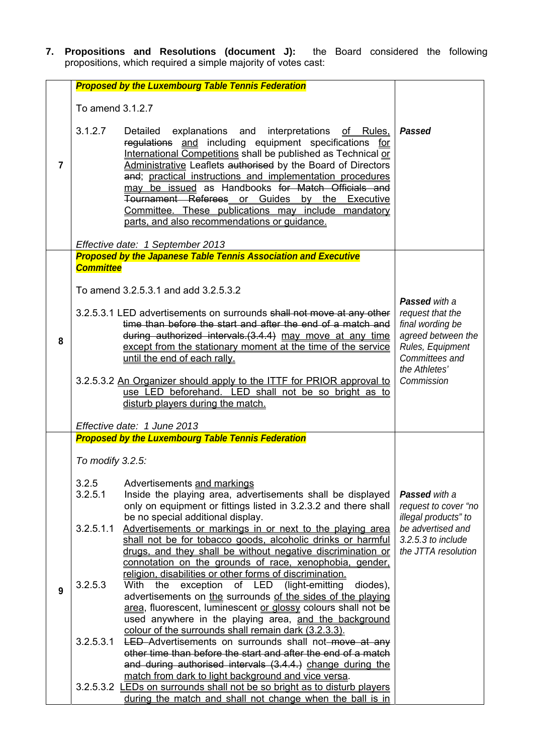**7. Propositions and Resolutions (document J):** the Board considered the following propositions, which required a simple majority of votes cast:

| | Proposition | Result |
|---|---|---|
| 7 | ***Proposed by the Luxembourg Table Tennis Federation***<br><br>To amend 3.1.2.7<br><br>3.1.2.7 Detailed explanations and interpretations <u>of Rules,</u> ~~regulations~~ <u>and</u> including equipment specifications <u>for International Competitions</u> shall be published as Technical <u>or Administrative</u> Leaflets ~~authorised~~ by the Board of Directors ~~and~~; <u>practical instructions and implementation procedures may be issued</u> as Handbooks ~~for Match Officials and Tournament Referees~~ <u>or Guides by the Executive Committee. These publications may include mandatory parts, and also recommendations or guidance.</u><br><br>*Effective date: 1 September 2013* | ***Passed*** |
| 8 | ***Proposed by the Japanese Table Tennis Association and Executive Committee***<br><br>To amend 3.2.5.3.1 and add 3.2.5.3.2<br><br>3.2.5.3.1 LED advertisements on surrounds ~~shall not move at any other time than before the start and after the end of a match and during authorized intervals.(3.4.4)~~ <u>may move at any time except from the stationary moment at the time of the service until the end of each rally.</u><br><br>3.2.5.3.2 <u>An Organizer should apply to the ITTF for PRIOR approval to use LED beforehand. LED shall not be so bright as to disturb players during the match.</u><br><br>*Effective date: 1 June 2013* | ***Passed*** *with a request that the final wording be agreed between the Rules, Equipment Committees and the Athletes' Commission* |
| 9 | ***Proposed by the Luxembourg Table Tennis Federation***<br><br>*To modify 3.2.5:*<br><br>3.2.5 Advertisements <u>and markings</u><br>3.2.5.1 Inside the playing area, advertisements shall be displayed only on equipment or fittings listed in 3.2.3.2 and there shall be no special additional display.<br>3.2.5.1.1 <u>Advertisements or markings in or next to the playing area shall not be for tobacco goods, alcoholic drinks or harmful drugs, and they shall be without negative discrimination or connotation on the grounds of race, xenophobia, gender, religion, disabilities or other forms of discrimination.</u><br>3.2.5.3 With the exception of LED (light-emitting diodes), advertisements on <u>the</u> surrounds <u>of the sides of the playing area</u>, fluorescent, luminescent <u>or glossy</u> colours shall not be used anywhere in the playing area, <u>and the background colour of the surrounds shall remain dark (3.2.3.3).</u><br>3.2.5.3.1 ~~LED~~ Advertisements on surrounds shall not ~~move at any other time than before the start and after the end of a match and during authorised intervals (3.4.4.)~~ <u>change during the match from dark to light background and vice versa</u>.<br>3.2.5.3.2 <u>LEDs on surrounds shall not be so bright as to disturb players during the match and shall not change when the ball is in</u> | ***Passed*** *with a request to cover "no illegal products" to be advertised and 3.2.5.3 to include the JTTA resolution* |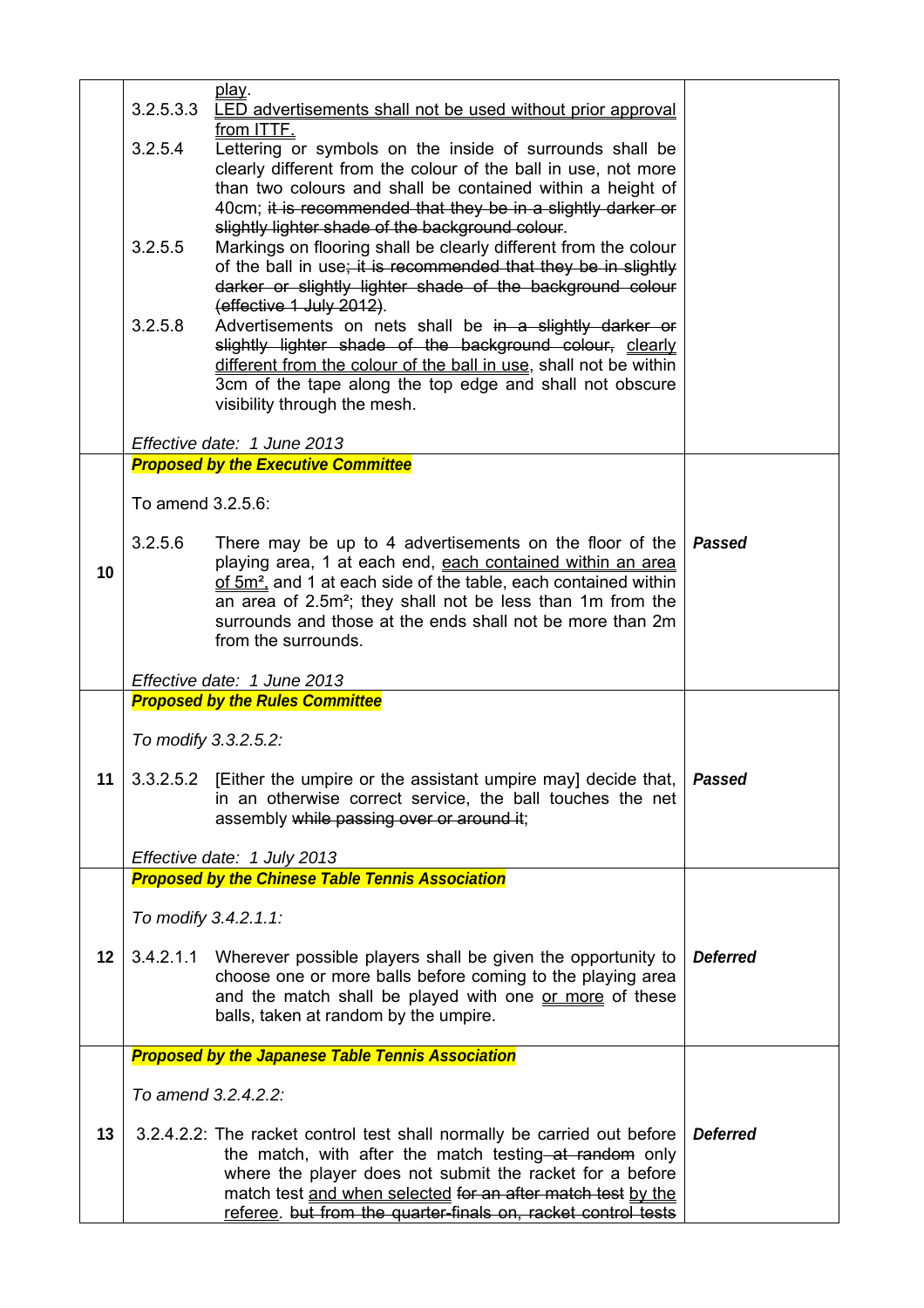| | | |
|---|---|---|
| | <u>play</u>.<br>3.2.5.3.3 <u>LED advertisements shall not be used without prior approval from ITTF.</u><br>3.2.5.4 Lettering or symbols on the inside of surrounds shall be clearly different from the colour of the ball in use, not more than two colours and shall be contained within a height of 40cm; ~~it is recommended that they be in a slightly darker or slightly lighter shade of the background colour~~.<br>3.2.5.5 Markings on flooring shall be clearly different from the colour of the ball in use~~; it is recommended that they be in slightly darker or slightly lighter shade of the background colour (effective 1 July 2012)~~.<br>3.2.5.8 Advertisements on nets shall be ~~in a slightly darker or slightly lighter shade of the background colour,~~ <u>clearly different from the colour of the ball in use</u>, shall not be within 3cm of the tape along the top edge and shall not obscure visibility through the mesh.<br><br>*Effective date: 1 June 2013* | |
| 10 | ***Proposed by the Executive Committee***<br><br>To amend 3.2.5.6:<br><br>3.2.5.6 There may be up to 4 advertisements on the floor of the playing area, 1 at each end, <u>each contained within an area of 5m²,</u> and 1 at each side of the table, each contained within an area of 2.5m²; they shall not be less than 1m from the surrounds and those at the ends shall not be more than 2m from the surrounds.<br><br>*Effective date: 1 June 2013* | ***Passed*** |
| 11 | ***Proposed by the Rules Committee***<br><br>*To modify 3.3.2.5.2:*<br><br>3.3.2.5.2 [Either the umpire or the assistant umpire may] decide that, in an otherwise correct service, the ball touches the net assembly ~~while passing over or around it~~;<br><br>*Effective date: 1 July 2013* | ***Passed*** |
| 12 | ***Proposed by the Chinese Table Tennis Association***<br><br>*To modify 3.4.2.1.1:*<br><br>3.4.2.1.1 Wherever possible players shall be given the opportunity to choose one or more balls before coming to the playing area and the match shall be played with one <u>or more</u> of these balls, taken at random by the umpire. | ***Deferred*** |
| 13 | ***Proposed by the Japanese Table Tennis Association***<br><br>*To amend 3.2.4.2.2:*<br><br>3.2.4.2.2: The racket control test shall normally be carried out before the match, with after the match testing ~~at random~~ only where the player does not submit the racket for a before match test <u>and when selected</u> ~~for an after match test~~ <u>by the referee</u>. ~~but from the quarter-finals on, racket control tests~~ | ***Deferred*** |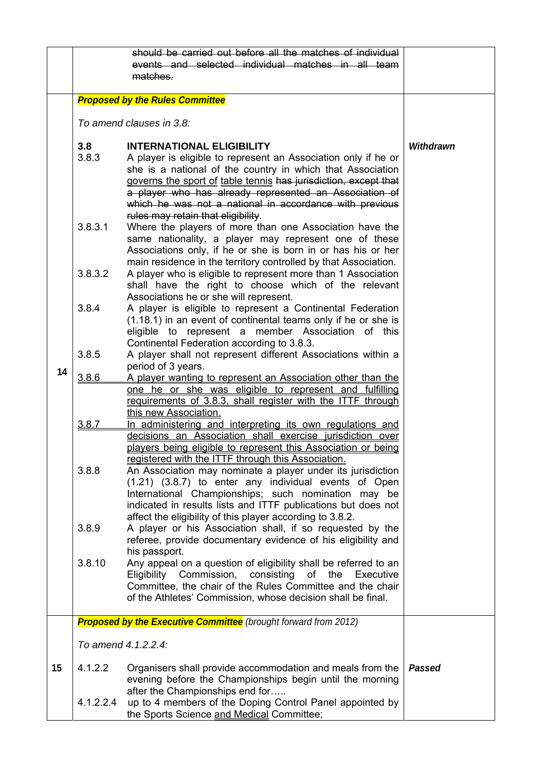| | | |
|---|---|---|
| | ~~should be carried out before all the matches of individual events and selected individual matches in all team matches.~~ | |
| 14 | ***Proposed by the Rules Committee***<br><br>*To amend clauses in 3.8:*<br><br>**3.8 INTERNATIONAL ELIGIBILITY**<br>3.8.3 A player is eligible to represent an Association only if he or she is a national of the country in which that Association <ins>governs the sport of</ins> <ins>table tennis</ins> ~~has jurisdiction, except that a player who has already represented an Association of which he was not a national in accordance with previous rules may retain that eligibility~~.<br>3.8.3.1 Where the players of more than one Association have the same nationality, a player may represent one of these Associations only, if he or she is born in or has his or her main residence in the territory controlled by that Association.<br>3.8.3.2 A player who is eligible to represent more than 1 Association shall have the right to choose which of the relevant Associations he or she will represent.<br>3.8.4 A player is eligible to represent a Continental Federation (1.18.1) in an event of continental teams only if he or she is eligible to represent a member Association of this Continental Federation according to 3.8.3.<br>3.8.5 A player shall not represent different Associations within a period of 3 years.<br><ins>3.8.6</ins> <ins>A player wanting to represent an Association other than the one he or she was eligible to represent and fulfilling requirements of 3.8.3, shall register with the ITTF through this new Association.</ins><br><ins>3.8.7</ins> <ins>In administering and interpreting its own regulations and decisions an Association shall exercise jurisdiction over players being eligible to represent this Association or being registered with the ITTF through this Association.</ins><br>3.8.8 An Association may nominate a player under its jurisdiction (1.21) (3.8.7) to enter any individual events of Open International Championships; such nomination may be indicated in results lists and ITTF publications but does not affect the eligibility of this player according to 3.8.2.<br>3.8.9 A player or his Association shall, if so requested by the referee, provide documentary evidence of his eligibility and his passport.<br>3.8.10 Any appeal on a question of eligibility shall be referred to an Eligibility Commission, consisting of the Executive Committee, the chair of the Rules Committee and the chair of the Athletes' Commission, whose decision shall be final. | ***Withdrawn*** |
| 15 | ***Proposed by the Executive Committee*** *(brought forward from 2012)*<br><br>*To amend 4.1.2.2.4:*<br><br>4.1.2.2 Organisers shall provide accommodation and meals from the evening before the Championships begin until the morning after the Championships end for…..<br>4.1.2.2.4 up to 4 members of the Doping Control Panel appointed by the Sports Science <ins>and Medical</ins> Committee; | ***Passed*** |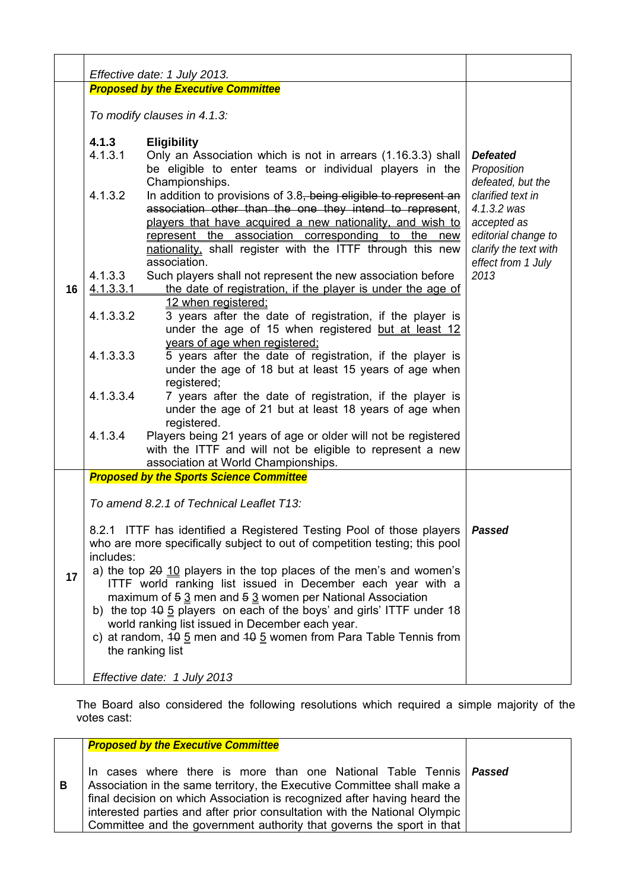| | | |
|---|---|---|
| | *Effective date: 1 July 2013.* | |
| 16 | ***Proposed by the Executive Committee***<br><br>*To modify clauses in 4.1.3:*<br><br>**4.1.3 Eligibility**<br>4.1.3.1 Only an Association which is not in arrears (1.16.3.3) shall be eligible to enter teams or individual players in the Championships.<br>4.1.3.2 In addition to provisions of 3.8~~, being eligible to represent an association other than the one they intend to represent~~, <u>players that have acquired a new nationality, and wish to represent the association corresponding to the new nationality,</u> shall register with the ITTF through this new association.<br>4.1.3.3 Such players shall not represent the new association before<br><u>4.1.3.3.1</u> <u>the date of registration, if the player is under the age of 12 when registered;</u><br>4.1.3.3.2 3 years after the date of registration, if the player is under the age of 15 when registered <u>but at least 12 years of age when registered;</u><br>4.1.3.3.3 5 years after the date of registration, if the player is under the age of 18 but at least 15 years of age when registered;<br>4.1.3.3.4 7 years after the date of registration, if the player is under the age of 21 but at least 18 years of age when registered.<br>4.1.3.4 Players being 21 years of age or older will not be registered with the ITTF and will not be eligible to represent a new association at World Championships. | ***Defeated***<br>*Proposition defeated, but the clarified text in 4.1.3.2 was accepted as editorial change to clarify the text with effect from 1 July 2013* |
| 17 | ***Proposed by the Sports Science Committee***<br><br>*To amend 8.2.1 of Technical Leaflet T13:*<br><br>8.2.1 ITTF has identified a Registered Testing Pool of those players who are more specifically subject to out of competition testing; this pool includes:<br>a) the top ~~20~~ <u>10</u> players in the top places of the men's and women's ITTF world ranking list issued in December each year with a maximum of ~~5~~ <u>3</u> men and ~~5~~ <u>3</u> women per National Association<br>b) the top ~~10~~ <u>5</u> players on each of the boys' and girls' ITTF under 18 world ranking list issued in December each year.<br>c) at random, ~~10~~ <u>5</u> men and ~~10~~ <u>5</u> women from Para Table Tennis from the ranking list<br><br>*Effective date: 1 July 2013* | ***Passed*** |

The Board also considered the following resolutions which required a simple majority of the votes cast:

| | | |
|---|---|---|
| B | ***Proposed by the Executive Committee***<br><br>In cases where there is more than one National Table Tennis Association in the same territory, the Executive Committee shall make a final decision on which Association is recognized after having heard the interested parties and after prior consultation with the National Olympic Committee and the government authority that governs the sport in that | ***Passed*** |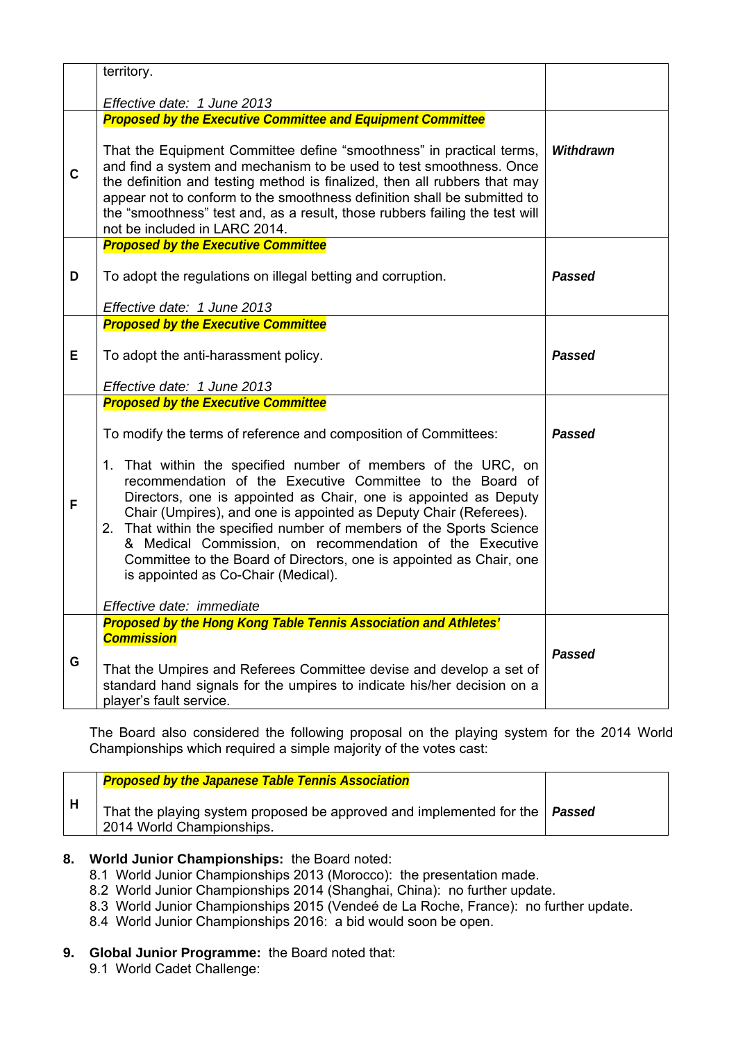| | | |
|---|---|---|
| | territory.<br><br>*Effective date: 1 June 2013* | |
| **C** | ***Proposed by the Executive Committee and Equipment Committee***<br><br>That the Equipment Committee define "smoothness" in practical terms, and find a system and mechanism to be used to test smoothness. Once the definition and testing method is finalized, then all rubbers that may appear not to conform to the smoothness definition shall be submitted to the "smoothness" test and, as a result, those rubbers failing the test will not be included in LARC 2014. | ***Withdrawn*** |
| **D** | ***Proposed by the Executive Committee***<br><br>To adopt the regulations on illegal betting and corruption.<br><br>*Effective date: 1 June 2013* | ***Passed*** |
| **E** | ***Proposed by the Executive Committee***<br><br>To adopt the anti-harassment policy.<br><br>*Effective date: 1 June 2013* | ***Passed*** |
| **F** | ***Proposed by the Executive Committee***<br><br>To modify the terms of reference and composition of Committees:<br><br>1. That within the specified number of members of the URC, on recommendation of the Executive Committee to the Board of Directors, one is appointed as Chair, one is appointed as Deputy Chair (Umpires), and one is appointed as Deputy Chair (Referees).<br>2. That within the specified number of members of the Sports Science & Medical Commission, on recommendation of the Executive Committee to the Board of Directors, one is appointed as Chair, one is appointed as Co-Chair (Medical).<br><br>*Effective date: immediate* | ***Passed*** |
| **G** | ***Proposed by the Hong Kong Table Tennis Association and Athletes' Commission***<br><br>That the Umpires and Referees Committee devise and develop a set of standard hand signals for the umpires to indicate his/her decision on a player's fault service. | ***Passed*** |

The Board also considered the following proposal on the playing system for the 2014 World Championships which required a simple majority of the votes cast:

| | | |
|---|---|---|
| **H** | ***Proposed by the Japanese Table Tennis Association***<br><br>That the playing system proposed be approved and implemented for the 2014 World Championships. | ***Passed*** |

**8. World Junior Championships:** the Board noted:

8.1 World Junior Championships 2013 (Morocco): the presentation made.
8.2 World Junior Championships 2014 (Shanghai, China): no further update.
8.3 World Junior Championships 2015 (Vendeé de La Roche, France): no further update.
8.4 World Junior Championships 2016: a bid would soon be open.

**9. Global Junior Programme:** the Board noted that:

9.1 World Cadet Challenge: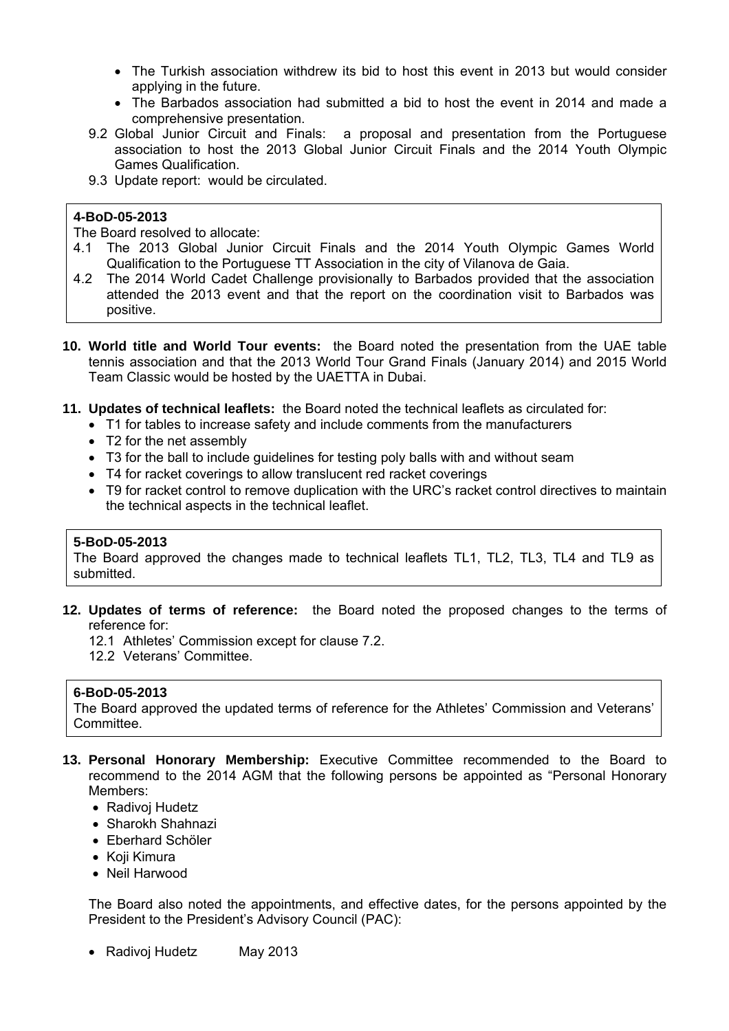- The Turkish association withdrew its bid to host this event in 2013 but would consider applying in the future.
- The Barbados association had submitted a bid to host the event in 2014 and made a comprehensive presentation.

9.2 Global Junior Circuit and Finals: a proposal and presentation from the Portuguese association to host the 2013 Global Junior Circuit Finals and the 2014 Youth Olympic Games Qualification.

9.3 Update report: would be circulated.

> **4-BoD-05-2013**
> The Board resolved to allocate:
> 4.1 The 2013 Global Junior Circuit Finals and the 2014 Youth Olympic Games World Qualification to the Portuguese TT Association in the city of Vilanova de Gaia.
> 4.2 The 2014 World Cadet Challenge provisionally to Barbados provided that the association attended the 2013 event and that the report on the coordination visit to Barbados was positive.

**10. World title and World Tour events:** the Board noted the presentation from the UAE table tennis association and that the 2013 World Tour Grand Finals (January 2014) and 2015 World Team Classic would be hosted by the UAETTA in Dubai.

**11. Updates of technical leaflets:** the Board noted the technical leaflets as circulated for:

- T1 for tables to increase safety and include comments from the manufacturers
- T2 for the net assembly
- T3 for the ball to include guidelines for testing poly balls with and without seam
- T4 for racket coverings to allow translucent red racket coverings
- T9 for racket control to remove duplication with the URC's racket control directives to maintain the technical aspects in the technical leaflet.

> **5-BoD-05-2013**
> The Board approved the changes made to technical leaflets TL1, TL2, TL3, TL4 and TL9 as submitted.

**12. Updates of terms of reference:** the Board noted the proposed changes to the terms of reference for:

12.1 Athletes' Commission except for clause 7.2.

12.2 Veterans' Committee.

> **6-BoD-05-2013**
> The Board approved the updated terms of reference for the Athletes' Commission and Veterans' Committee.

**13. Personal Honorary Membership:** Executive Committee recommended to the Board to recommend to the 2014 AGM that the following persons be appointed as "Personal Honorary Members:

- Radivoj Hudetz
- Sharokh Shahnazi
- Eberhard Schöler
- Koji Kimura
- Neil Harwood

The Board also noted the appointments, and effective dates, for the persons appointed by the President to the President's Advisory Council (PAC):

- Radivoj Hudetz May 2013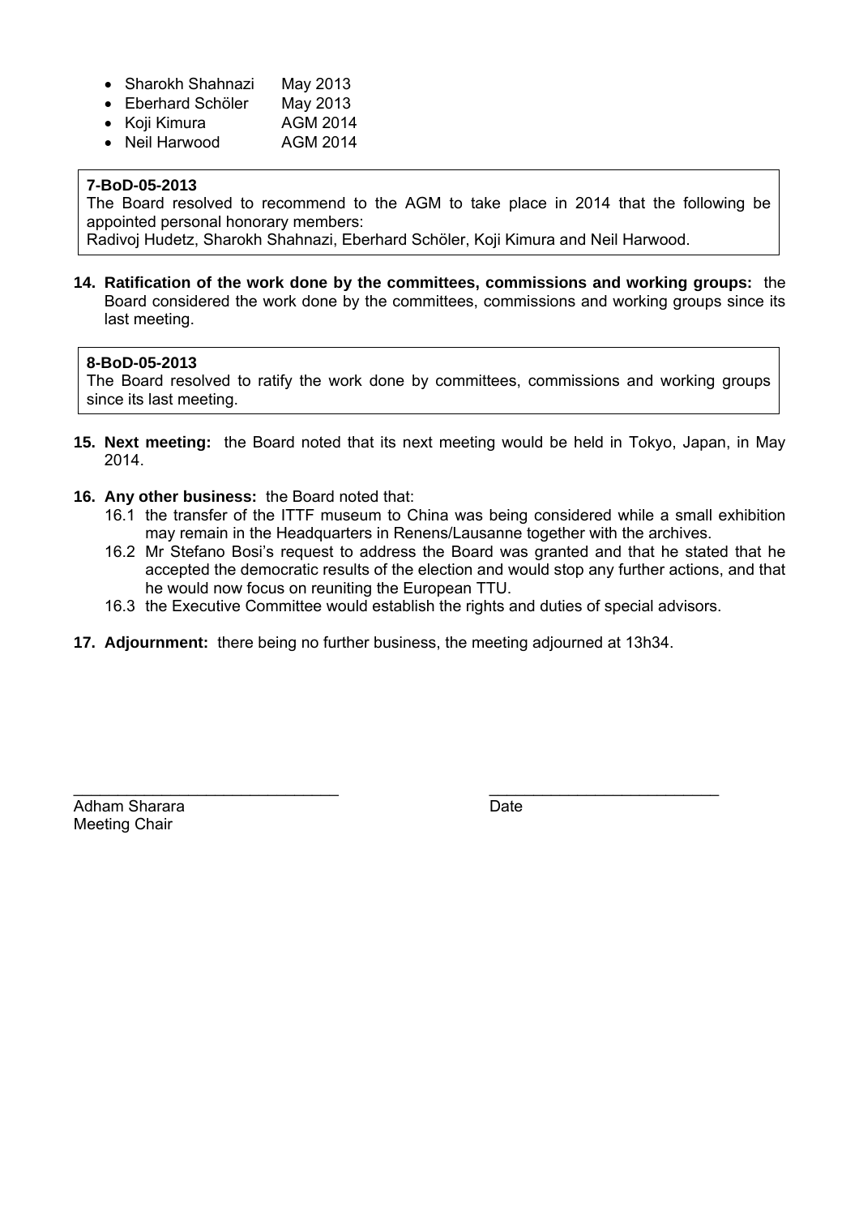- Sharokh Shahnazi May 2013
- Eberhard Schöler May 2013
- Koji Kimura AGM 2014
- Neil Harwood AGM 2014

> **7-BoD-05-2013**
> The Board resolved to recommend to the AGM to take place in 2014 that the following be appointed personal honorary members:
> Radivoj Hudetz, Sharokh Shahnazi, Eberhard Schöler, Koji Kimura and Neil Harwood.

**14. Ratification of the work done by the committees, commissions and working groups:** the Board considered the work done by the committees, commissions and working groups since its last meeting.

> **8-BoD-05-2013**
> The Board resolved to ratify the work done by committees, commissions and working groups since its last meeting.

**15. Next meeting:** the Board noted that its next meeting would be held in Tokyo, Japan, in May 2014.

**16. Any other business:** the Board noted that:

16.1 the transfer of the ITTF museum to China was being considered while a small exhibition may remain in the Headquarters in Renens/Lausanne together with the archives.

16.2 Mr Stefano Bosi's request to address the Board was granted and that he stated that he accepted the democratic results of the election and would stop any further actions, and that he would now focus on reuniting the European TTU.

16.3 the Executive Committee would establish the rights and duties of special advisors.

**17. Adjournment:** there being no further business, the meeting adjourned at 13h34.

\_\_\_\_\_\_\_\_\_\_\_\_\_\_\_\_\_\_\_\_\_\_\_\_\_\_\_\_\_\_ \_\_\_\_\_\_\_\_\_\_\_\_\_\_\_\_\_\_\_\_\_\_\_\_\_\_

Adham Sharara Date
Meeting Chair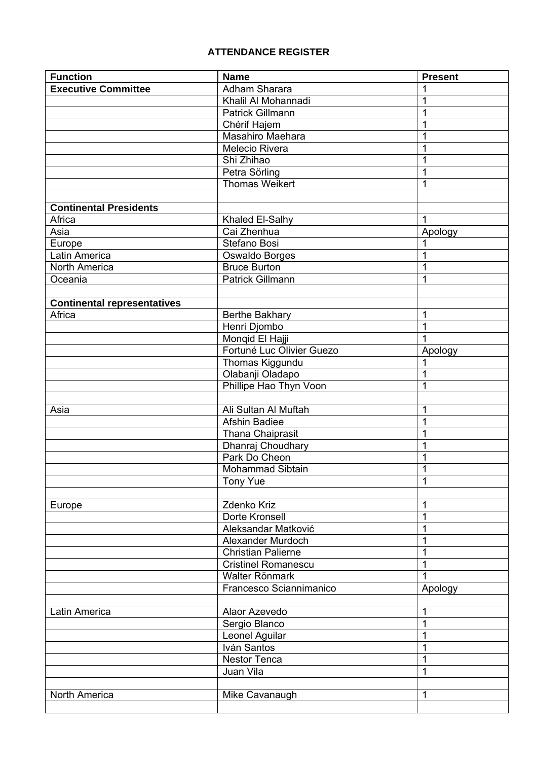**ATTENDANCE REGISTER**

| **Function** | **Name** | **Present** |
|---|---|---|
| **Executive Committee** | Adham Sharara | 1 |
| | Khalil Al Mohannadi | 1 |
| | Patrick Gillmann | 1 |
| | Chérif Hajem | 1 |
| | Masahiro Maehara | 1 |
| | Melecio Rivera | 1 |
| | Shi Zhihao | 1 |
| | Petra Sörling | 1 |
| | Thomas Weikert | 1 |
| | | |
| **Continental Presidents** | | |
| Africa | Khaled El-Salhy | 1 |
| Asia | Cai Zhenhua | Apology |
| Europe | Stefano Bosi | 1 |
| Latin America | Oswaldo Borges | 1 |
| North America | Bruce Burton | 1 |
| Oceania | Patrick Gillmann | 1 |
| | | |
| **Continental representatives** | | |
| Africa | Berthe Bakhary | 1 |
| | Henri Djombo | 1 |
| | Monqid El Hajji | 1 |
| | Fortuné Luc Olivier Guezo | Apology |
| | Thomas Kiggundu | 1 |
| | Olabanji Oladapo | 1 |
| | Phillipe Hao Thyn Voon | 1 |
| | | |
| Asia | Ali Sultan Al Muftah | 1 |
| | Afshin Badiee | 1 |
| | Thana Chaiprasit | 1 |
| | Dhanraj Choudhary | 1 |
| | Park Do Cheon | 1 |
| | Mohammad Sibtain | 1 |
| | Tony Yue | 1 |
| | | |
| Europe | Zdenko Kriz | 1 |
| | Dorte Kronsell | 1 |
| | Aleksandar Matković | 1 |
| | Alexander Murdoch | 1 |
| | Christian Palierne | 1 |
| | Cristinel Romanescu | 1 |
| | Walter Rönmark | 1 |
| | Francesco Sciannimanico | Apology |
| | | |
| Latin America | Alaor Azevedo | 1 |
| | Sergio Blanco | 1 |
| | Leonel Aguilar | 1 |
| | Iván Santos | 1 |
| | Nestor Tenca | 1 |
| | Juan Vila | 1 |
| | | |
| North America | Mike Cavanaugh | 1 |
| | | |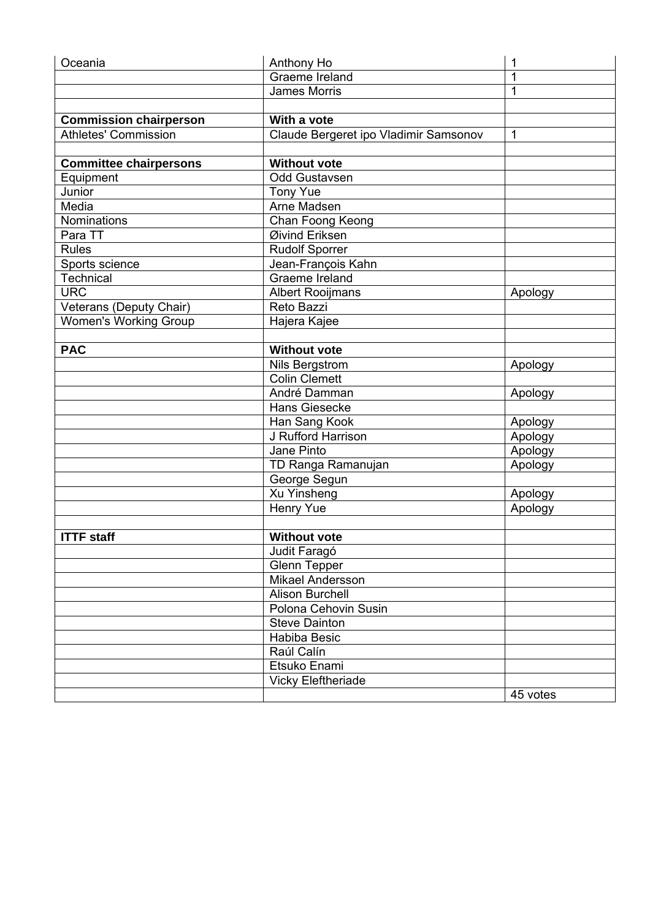| | | |
|---|---|---|
| Oceania | Anthony Ho | 1 |
| | Graeme Ireland | 1 |
| | James Morris | 1 |
| | | |
| **Commission chairperson** | **With a vote** | |
| Athletes' Commission | Claude Bergeret ipo Vladimir Samsonov | 1 |
| | | |
| **Committee chairpersons** | **Without vote** | |
| Equipment | Odd Gustavsen | |
| Junior | Tony Yue | |
| Media | Arne Madsen | |
| Nominations | Chan Foong Keong | |
| Para TT | Øivind Eriksen | |
| Rules | Rudolf Sporrer | |
| Sports science | Jean-François Kahn | |
| Technical | Graeme Ireland | |
| URC | Albert Rooijmans | Apology |
| Veterans (Deputy Chair) | Reto Bazzi | |
| Women's Working Group | Hajera Kajee | |
| | | |
| **PAC** | **Without vote** | |
| | Nils Bergstrom | Apology |
| | Colin Clemett | |
| | André Damman | Apology |
| | Hans Giesecke | |
| | Han Sang Kook | Apology |
| | J Rufford Harrison | Apology |
| | Jane Pinto | Apology |
| | TD Ranga Ramanujan | Apology |
| | George Segun | |
| | Xu Yinsheng | Apology |
| | Henry Yue | Apology |
| | | |
| **ITTF staff** | **Without vote** | |
| | Judit Faragó | |
| | Glenn Tepper | |
| | Mikael Andersson | |
| | Alison Burchell | |
| | Polona Cehovin Susin | |
| | Steve Dainton | |
| | Habiba Besic | |
| | Raúl Calín | |
| | Etsuko Enami | |
| | Vicky Eleftheriade | |
| | | 45 votes |